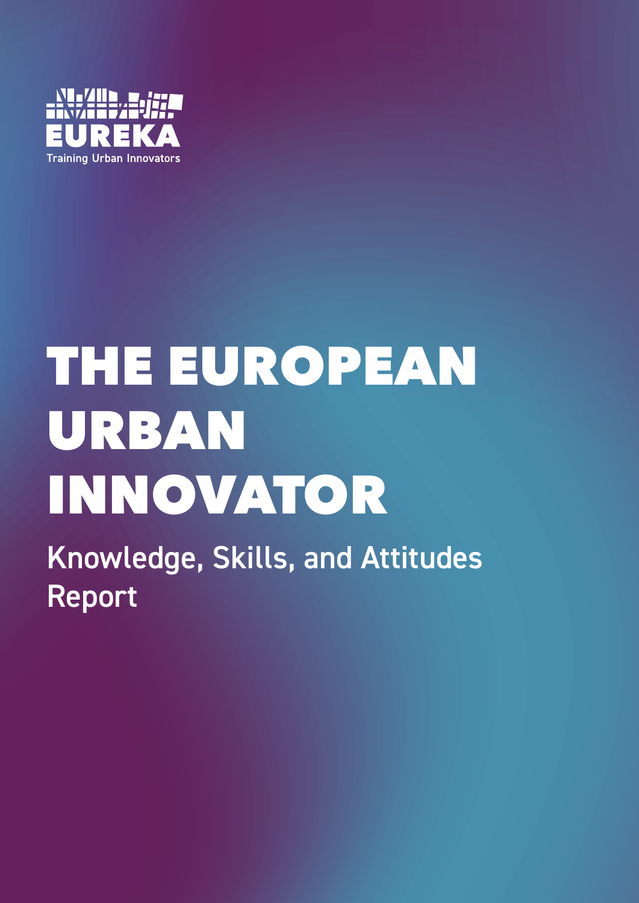EUREKA

Training Urban Innovators

# THE EUROPEAN URBAN INNOVATOR

## Knowledge, Skills, and Attitudes Report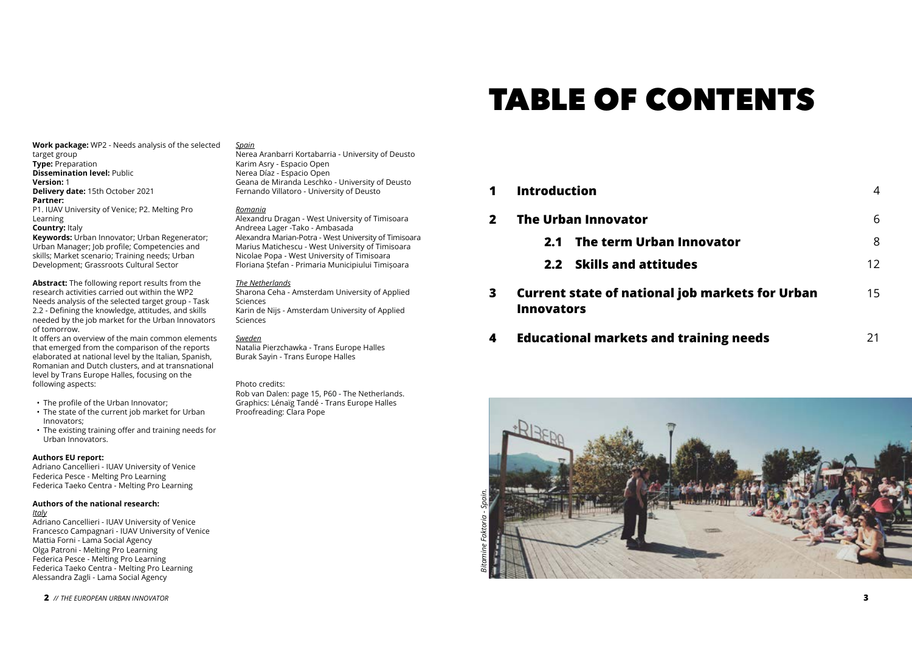**Work package:** WP2 - Needs analysis of the selected target group
**Type:** Preparation
**Dissemination level:** Public
**Version:** 1
**Delivery date:** 15th October 2021
**Partner:**
P1. IUAV University of Venice; P2. Melting Pro Learning
**Country:** Italy
**Keywords:** Urban Innovator; Urban Regenerator; Urban Manager; Job profile; Competencies and skills; Market scenario; Training needs; Urban Development; Grassroots Cultural Sector

**Abstract:** The following report results from the research activities carried out within the WP2 Needs analysis of the selected target group - Task 2.2 - Defining the knowledge, attitudes, and skills needed by the job market for the Urban Innovators of tomorrow.
It offers an overview of the main common elements that emerged from the comparison of the reports elaborated at national level by the Italian, Spanish, Romanian and Dutch clusters, and at transnational level by Trans Europe Halles, focusing on the following aspects:

- The profile of the Urban Innovator;
- The state of the current job market for Urban Innovators;
- The existing training offer and training needs for Urban Innovators.

**Authors EU report:**
Adriano Cancellieri - IUAV University of Venice
Federica Pesce - Melting Pro Learning
Federica Taeko Centra - Melting Pro Learning

**Authors of the national research:**

*Italy*
Adriano Cancellieri - IUAV University of Venice
Francesco Campagnari - IUAV University of Venice
Mattia Forni - Lama Social Agency
Olga Patroni - Melting Pro Learning
Federica Pesce - Melting Pro Learning
Federica Taeko Centra - Melting Pro Learning
Alessandra Zagli - Lama Social Agency

*Spain*
Nerea Aranbarri Kortabarria - University of Deusto
Karim Asry - Espacio Open
Nerea Díaz - Espacio Open
Geana de Miranda Leschko - University of Deusto
Fernando Villatoro - University of Deusto

*Romania*
Alexandru Dragan - West University of Timisoara
Andreea Lager -Tako - Ambasada
Alexandra Marian-Potra - West University of Timisoara
Marius Matichescu - West University of Timisoara
Nicolae Popa - West University of Timisoara
Floriana Ștefan - Primaria Municipiului Timișoara

*The Netherlands*
Sharona Ceha - Amsterdam University of Applied Sciences
Karin de Nijs - Amsterdam University of Applied Sciences

*Sweden*
Natalia Pierzchawka - Trans Europe Halles
Burak Sayin - Trans Europe Halles

Photo credits:
Rob van Dalen: page 15, P60 - The Netherlands.
Graphics: Lénaïg Tandé - Trans Europe Halles
Proofreading: Clara Pope

# TABLE OF CONTENTS

| | | |
|---|---|---|
| **1** | **Introduction** | 4 |
| **2** | **The Urban Innovator** | 6 |
| | **2.1 The term Urban Innovator** | 8 |
| | **2.2 Skills and attitudes** | 12 |
| **3** | **Current state of national job markets for Urban Innovators** | 15 |
| **4** | **Educational markets and training needs** | 21 |

*Bitamine Faktoria - Spain.*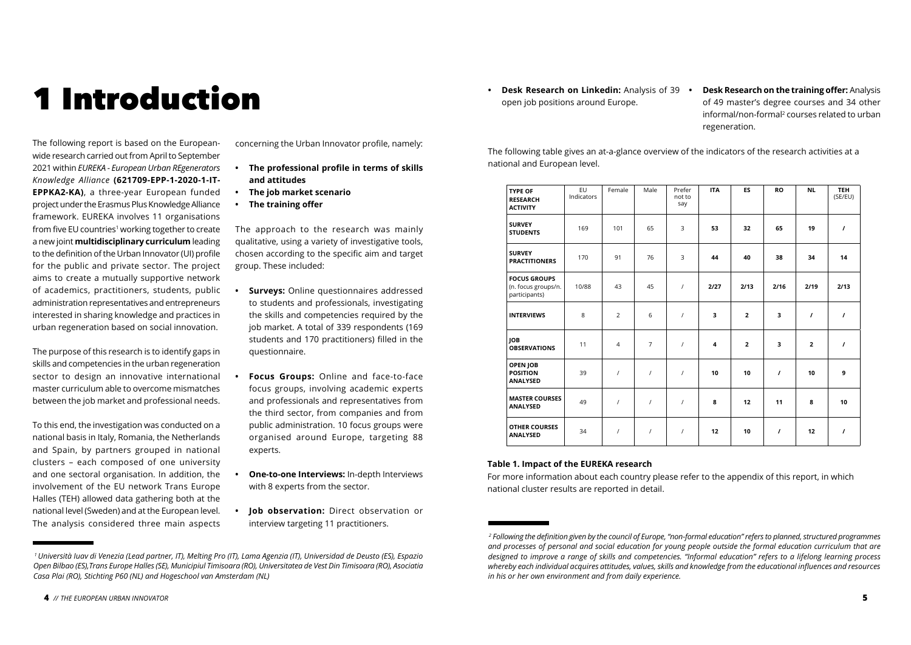# 1 Introduction

The following report is based on the European-wide research carried out from April to September 2021 within *EUREKA - European Urban REgenerators Knowledge Alliance* **(621709-EPP-1-2020-1-IT-EPPKA2-KA)**, a three-year European funded project under the Erasmus Plus Knowledge Alliance framework. EUREKA involves 11 organisations from five EU countries[1] working together to create a new joint **multidisciplinary curriculum** leading to the definition of the Urban Innovator (UI) profile for the public and private sector. The project aims to create a mutually supportive network of academics, practitioners, students, public administration representatives and entrepreneurs interested in sharing knowledge and practices in urban regeneration based on social innovation.

The purpose of this research is to identify gaps in skills and competencies in the urban regeneration sector to design an innovative international master curriculum able to overcome mismatches between the job market and professional needs.

To this end, the investigation was conducted on a national basis in Italy, Romania, the Netherlands and Spain, by partners grouped in national clusters – each composed of one university and one sectoral organisation. In addition, the involvement of the EU network Trans Europe Halles (TEH) allowed data gathering both at the national level (Sweden) and at the European level. The analysis considered three main aspects concerning the Urban Innovator profile, namely:

- **The professional profile in terms of skills and attitudes**
- **The job market scenario**
- **The training offer**

The approach to the research was mainly qualitative, using a variety of investigative tools, chosen according to the specific aim and target group. These included:

- **Surveys:** Online questionnaires addressed to students and professionals, investigating the skills and competencies required by the job market. A total of 339 respondents (169 students and 170 practitioners) filled in the questionnaire.
- **Focus Groups:** Online and face-to-face focus groups, involving academic experts and professionals and representatives from the third sector, from companies and from public administration. 10 focus groups were organised around Europe, targeting 88 experts.
- **One-to-one Interviews:** In-depth Interviews with 8 experts from the sector.
- **Job observation:** Direct observation or interview targeting 11 practitioners.
- **Desk Research on Linkedin:** Analysis of 39 open job positions around Europe.
- **Desk Research on the training offer:** Analysis of 49 master's degree courses and 34 other informal/non-formal[2] courses related to urban regeneration.

The following table gives an at-a-glance overview of the indicators of the research activities at a national and European level.

| TYPE OF RESEARCH ACTIVITY | EU Indicators | Female | Male | Prefer not to say | ITA | ES | RO | NL | TEH (SE/EU) |
|---|---|---|---|---|---|---|---|---|---|
| **SURVEY STUDENTS** | 169 | 101 | 65 | 3 | **53** | **32** | **65** | **19** | **/** |
| **SURVEY PRACTITIONERS** | 170 | 91 | 76 | 3 | **44** | **40** | **38** | **34** | **14** |
| **FOCUS GROUPS** (n. focus groups/n. participants) | 10/88 | 43 | 45 | / | **2/27** | **2/13** | **2/16** | **2/19** | **2/13** |
| **INTERVIEWS** | 8 | 2 | 6 | / | **3** | **2** | **3** | **/** | **/** |
| **JOB OBSERVATIONS** | 11 | 4 | 7 | / | **4** | **2** | **3** | **2** | **/** |
| **OPEN JOB POSITION ANALYSED** | 39 | / | / | / | **10** | **10** | **/** | **10** | **9** |
| **MASTER COURSES ANALYSED** | 49 | / | / | / | **8** | **12** | **11** | **8** | **10** |
| **OTHER COURSES ANALYSED** | 34 | / | / | / | **12** | **10** | **/** | **12** | **/** |

**Table 1. Impact of the EUREKA research**

For more information about each country please refer to the appendix of this report, in which national cluster results are reported in detail.

---

*[1] Università Iuav di Venezia (Lead partner, IT), Melting Pro (IT), Lama Agenzia (IT), Universidad de Deusto (ES), Espazio Open Bilbao (ES),Trans Europe Halles (SE), Municipiul Timisoara (RO), Universitatea de Vest Din Timisoara (RO), Asociatia Casa Plai (RO), Stichting P60 (NL) and Hogeschool van Amsterdam (NL)*

*[2] Following the definition given by the council of Europe, "non-formal education" refers to planned, structured programmes and processes of personal and social education for young people outside the formal education curriculum that are designed to improve a range of skills and competencies. "Informal education" refers to a lifelong learning process whereby each individual acquires attitudes, values, skills and knowledge from the educational influences and resources in his or her own environment and from daily experience.*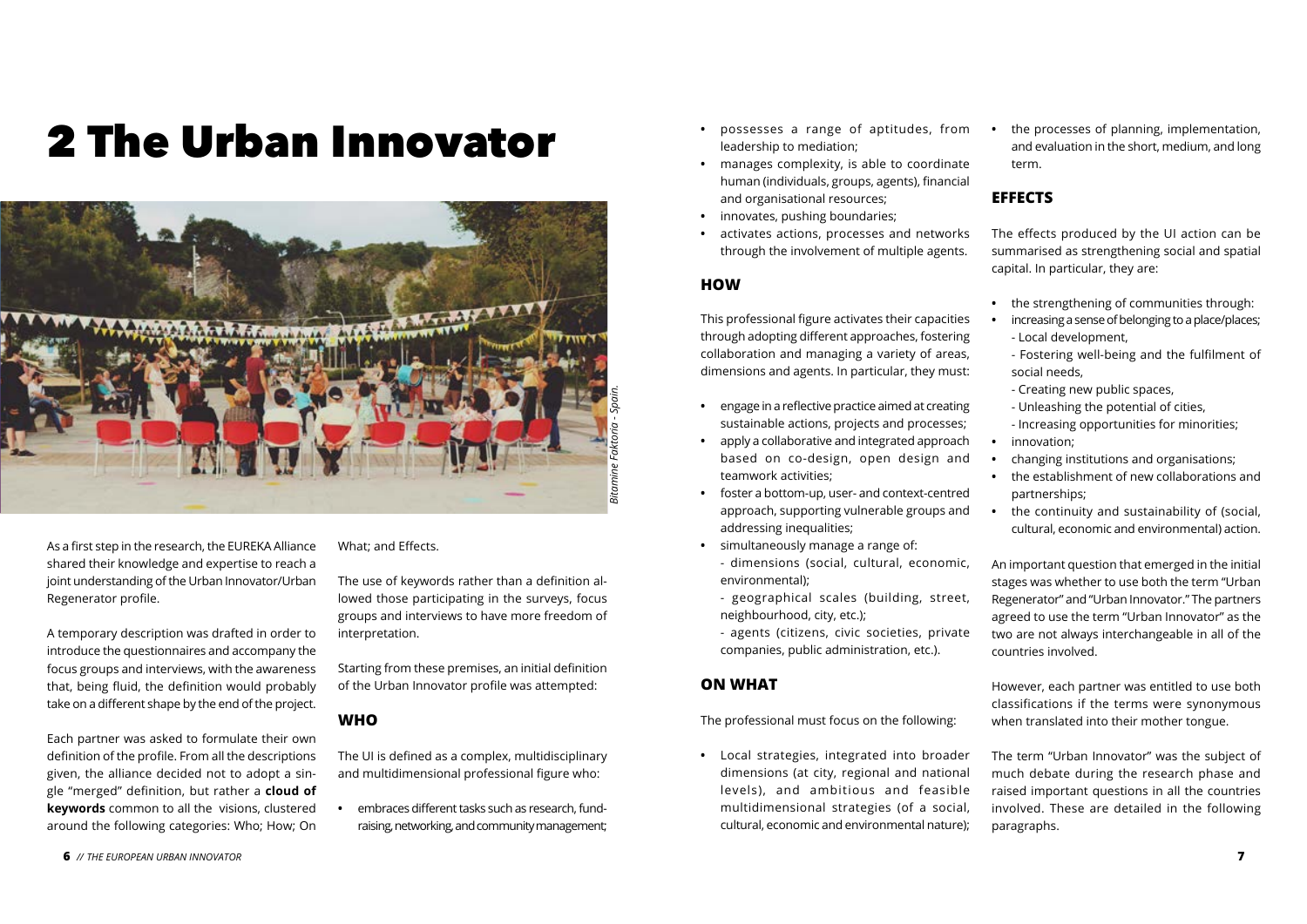# 2 The Urban Innovator

*Bitamine Faktoria - Spain.*

As a first step in the research, the EUREKA Alliance shared their knowledge and expertise to reach a joint understanding of the Urban Innovator/Urban Regenerator profile.

A temporary description was drafted in order to introduce the questionnaires and accompany the focus groups and interviews, with the awareness that, being fluid, the definition would probably take on a different shape by the end of the project.

Each partner was asked to formulate their own definition of the profile. From all the descriptions given, the alliance decided not to adopt a single "merged" definition, but rather a **cloud of keywords** common to all the visions, clustered around the following categories: Who; How; On What; and Effects.

The use of keywords rather than a definition allowed those participating in the surveys, focus groups and interviews to have more freedom of interpretation.

Starting from these premises, an initial definition of the Urban Innovator profile was attempted:

## WHO

The UI is defined as a complex, multidisciplinary and multidimensional professional figure who:

- embraces different tasks such as research, fundraising, networking, and community management;
- possesses a range of aptitudes, from leadership to mediation;
- manages complexity, is able to coordinate human (individuals, groups, agents), financial and organisational resources;
- innovates, pushing boundaries;
- activates actions, processes and networks through the involvement of multiple agents.

## HOW

This professional figure activates their capacities through adopting different approaches, fostering collaboration and managing a variety of areas, dimensions and agents. In particular, they must:

- engage in a reflective practice aimed at creating sustainable actions, projects and processes;
- apply a collaborative and integrated approach based on co-design, open design and teamwork activities;
- foster a bottom-up, user- and context-centred approach, supporting vulnerable groups and addressing inequalities;
- simultaneously manage a range of:
  - dimensions (social, cultural, economic, environmental);
  - geographical scales (building, street, neighbourhood, city, etc.);
  - agents (citizens, civic societies, private companies, public administration, etc.).

## ON WHAT

The professional must focus on the following:

- Local strategies, integrated into broader dimensions (at city, regional and national levels), and ambitious and feasible multidimensional strategies (of a social, cultural, economic and environmental nature);
- the processes of planning, implementation, and evaluation in the short, medium, and long term.

## EFFECTS

The effects produced by the UI action can be summarised as strengthening social and spatial capital. In particular, they are:

- the strengthening of communities through:
- increasing a sense of belonging to a place/places;
  - Local development,
  - Fostering well-being and the fulfilment of social needs,
  - Creating new public spaces,
  - Unleashing the potential of cities,
  - Increasing opportunities for minorities;
- innovation;
- changing institutions and organisations;
- the establishment of new collaborations and partnerships;
- the continuity and sustainability of (social, cultural, economic and environmental) action.

An important question that emerged in the initial stages was whether to use both the term "Urban Regenerator" and "Urban Innovator." The partners agreed to use the term "Urban Innovator" as the two are not always interchangeable in all of the countries involved.

However, each partner was entitled to use both classifications if the terms were synonymous when translated into their mother tongue.

The term "Urban Innovator" was the subject of much debate during the research phase and raised important questions in all the countries involved. These are detailed in the following paragraphs.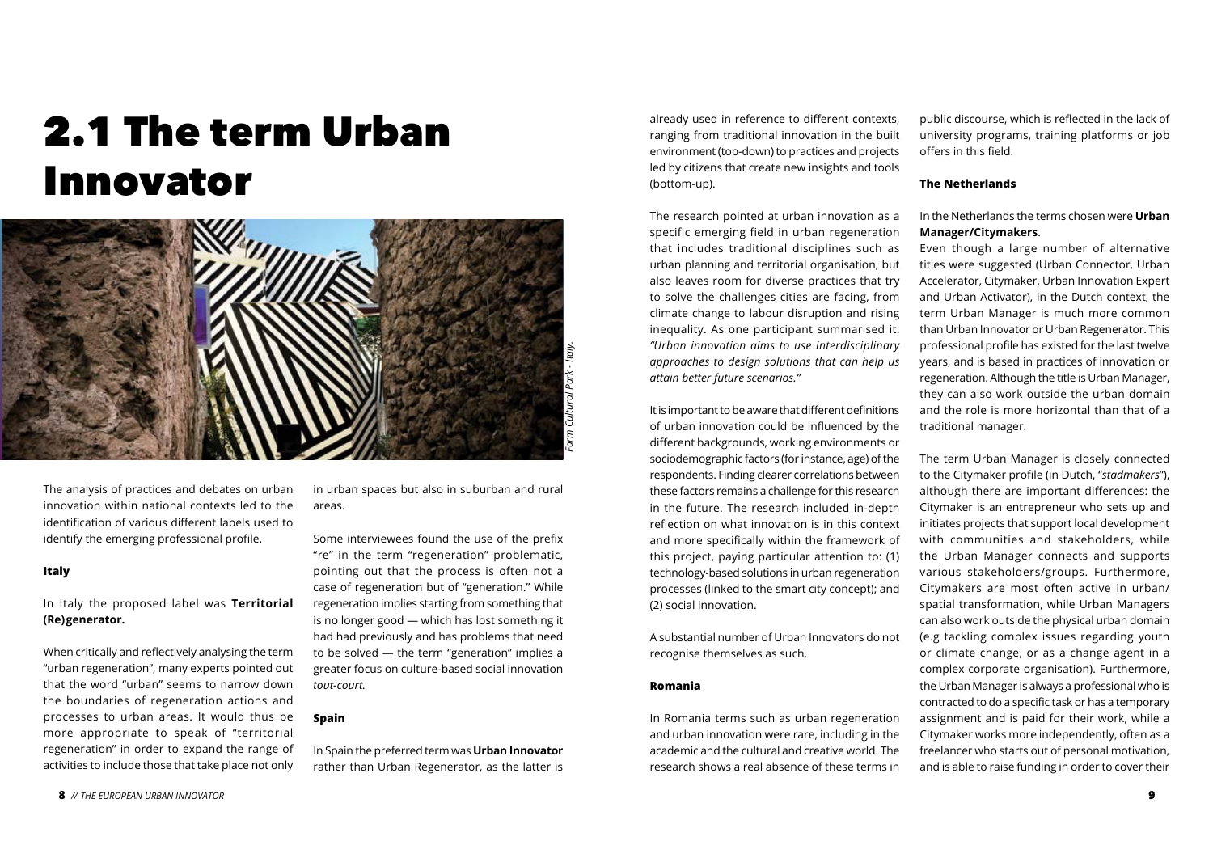# 2.1 The term Urban Innovator

*Farm Cultural Park - Italy.*

The analysis of practices and debates on urban innovation within national contexts led to the identification of various different labels used to identify the emerging professional profile.

#### Italy

In Italy the proposed label was **Territorial (Re)generator.**

When critically and reflectively analysing the term "urban regeneration", many experts pointed out that the word "urban" seems to narrow down the boundaries of regeneration actions and processes to urban areas. It would thus be more appropriate to speak of "territorial regeneration" in order to expand the range of activities to include those that take place not only in urban spaces but also in suburban and rural areas.

Some interviewees found the use of the prefix "re" in the term "regeneration" problematic, pointing out that the process is often not a case of regeneration but of "generation." While regeneration implies starting from something that is no longer good — which has lost something it had had previously and has problems that need to be solved — the term "generation" implies a greater focus on culture-based social innovation *tout-court.*

#### Spain

In Spain the preferred term was **Urban Innovator** rather than Urban Regenerator, as the latter is already used in reference to different contexts, ranging from traditional innovation in the built environment (top-down) to practices and projects led by citizens that create new insights and tools (bottom-up).

The research pointed at urban innovation as a specific emerging field in urban regeneration that includes traditional disciplines such as urban planning and territorial organisation, but also leaves room for diverse practices that try to solve the challenges cities are facing, from climate change to labour disruption and rising inequality. As one participant summarised it: *"Urban innovation aims to use interdisciplinary approaches to design solutions that can help us attain better future scenarios."*

It is important to be aware that different definitions of urban innovation could be influenced by the different backgrounds, working environments or sociodemographic factors (for instance, age) of the respondents. Finding clearer correlations between these factors remains a challenge for this research in the future. The research included in-depth reflection on what innovation is in this context and more specifically within the framework of this project, paying particular attention to: (1) technology-based solutions in urban regeneration processes (linked to the smart city concept); and (2) social innovation.

A substantial number of Urban Innovators do not recognise themselves as such.

#### Romania

In Romania terms such as urban regeneration and urban innovation were rare, including in the academic and the cultural and creative world. The research shows a real absence of these terms in public discourse, which is reflected in the lack of university programs, training platforms or job offers in this field.

#### The Netherlands

In the Netherlands the terms chosen were **Urban Manager/Citymakers**.

Even though a large number of alternative titles were suggested (Urban Connector, Urban Accelerator, Citymaker, Urban Innovation Expert and Urban Activator), in the Dutch context, the term Urban Manager is much more common than Urban Innovator or Urban Regenerator. This professional profile has existed for the last twelve years, and is based in practices of innovation or regeneration. Although the title is Urban Manager, they can also work outside the urban domain and the role is more horizontal than that of a traditional manager.

The term Urban Manager is closely connected to the Citymaker profile (in Dutch, "*stadmakers*"), although there are important differences: the Citymaker is an entrepreneur who sets up and initiates projects that support local development with communities and stakeholders, while the Urban Manager connects and supports various stakeholders/groups. Furthermore, Citymakers are most often active in urban/spatial transformation, while Urban Managers can also work outside the physical urban domain (e.g tackling complex issues regarding youth or climate change, or as a change agent in a complex corporate organisation). Furthermore, the Urban Manager is always a professional who is contracted to do a specific task or has a temporary assignment and is paid for their work, while a Citymaker works more independently, often as a freelancer who starts out of personal motivation, and is able to raise funding in order to cover their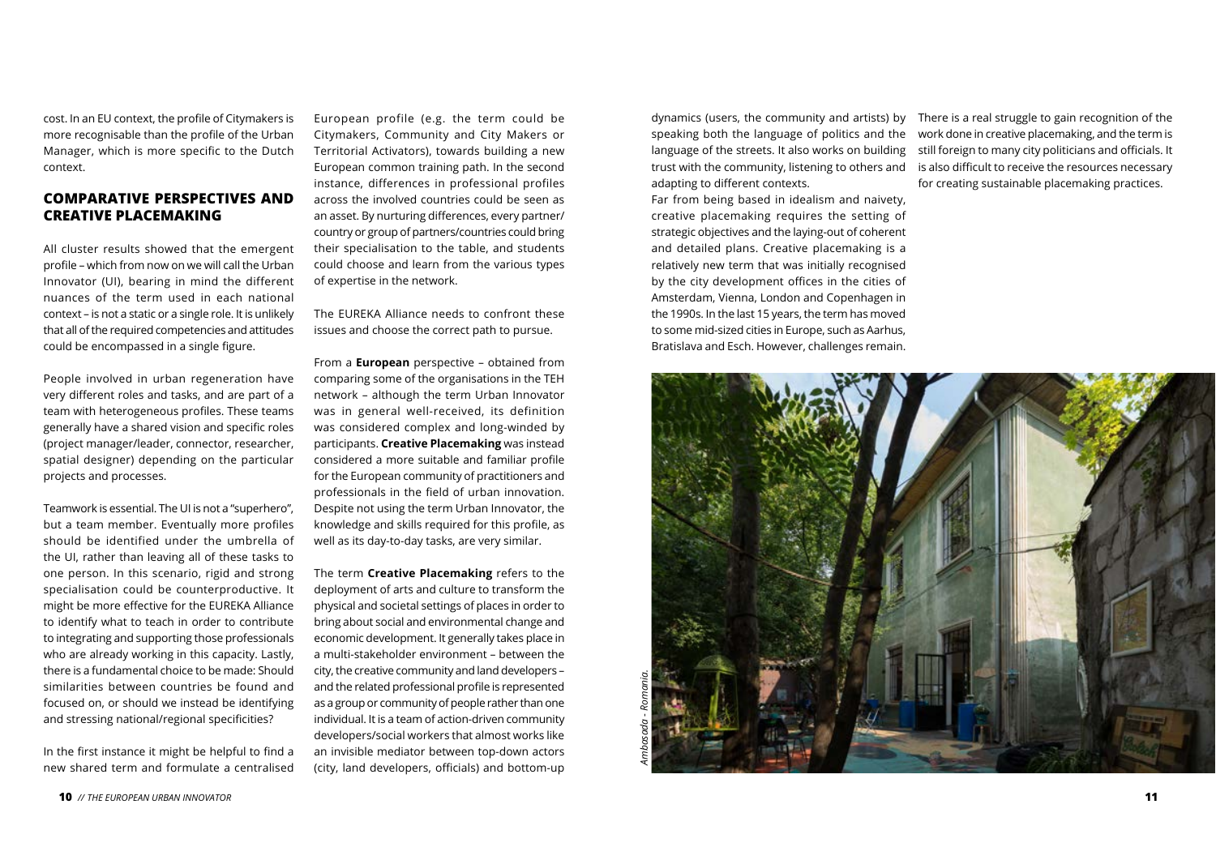cost. In an EU context, the profile of Citymakers is more recognisable than the profile of the Urban Manager, which is more specific to the Dutch context.

## COMPARATIVE PERSPECTIVES AND CREATIVE PLACEMAKING

All cluster results showed that the emergent profile – which from now on we will call the Urban Innovator (UI), bearing in mind the different nuances of the term used in each national context – is not a static or a single role. It is unlikely that all of the required competencies and attitudes could be encompassed in a single figure.

People involved in urban regeneration have very different roles and tasks, and are part of a team with heterogeneous profiles. These teams generally have a shared vision and specific roles (project manager/leader, connector, researcher, spatial designer) depending on the particular projects and processes.

Teamwork is essential. The UI is not a "superhero", but a team member. Eventually more profiles should be identified under the umbrella of the UI, rather than leaving all of these tasks to one person. In this scenario, rigid and strong specialisation could be counterproductive. It might be more effective for the EUREKA Alliance to identify what to teach in order to contribute to integrating and supporting those professionals who are already working in this capacity. Lastly, there is a fundamental choice to be made: Should similarities between countries be found and focused on, or should we instead be identifying and stressing national/regional specificities?

In the first instance it might be helpful to find a new shared term and formulate a centralised European profile (e.g. the term could be Citymakers, Community and City Makers or Territorial Activators), towards building a new European common training path. In the second instance, differences in professional profiles across the involved countries could be seen as an asset. By nurturing differences, every partner/country or group of partners/countries could bring their specialisation to the table, and students could choose and learn from the various types of expertise in the network.

The EUREKA Alliance needs to confront these issues and choose the correct path to pursue.

From a **European** perspective – obtained from comparing some of the organisations in the TEH network – although the term Urban Innovator was in general well-received, its definition was considered complex and long-winded by participants. **Creative Placemaking** was instead considered a more suitable and familiar profile for the European community of practitioners and professionals in the field of urban innovation. Despite not using the term Urban Innovator, the knowledge and skills required for this profile, as well as its day-to-day tasks, are very similar.

The term **Creative Placemaking** refers to the deployment of arts and culture to transform the physical and societal settings of places in order to bring about social and environmental change and economic development. It generally takes place in a multi-stakeholder environment – between the city, the creative community and land developers – and the related professional profile is represented as a group or community of people rather than one individual. It is a team of action-driven community developers/social workers that almost works like an invisible mediator between top-down actors (city, land developers, officials) and bottom-up dynamics (users, the community and artists) by speaking both the language of politics and the language of the streets. It also works on building trust with the community, listening to others and adapting to different contexts.

Far from being based in idealism and naivety, creative placemaking requires the setting of strategic objectives and the laying-out of coherent and detailed plans. Creative placemaking is a relatively new term that was initially recognised by the city development offices in the cities of Amsterdam, Vienna, London and Copenhagen in the 1990s. In the last 15 years, the term has moved to some mid-sized cities in Europe, such as Aarhus, Bratislava and Esch. However, challenges remain.

There is a real struggle to gain recognition of the work done in creative placemaking, and the term is still foreign to many city politicians and officials. It is also difficult to receive the resources necessary for creating sustainable placemaking practices.

*Ambasada - Romania.*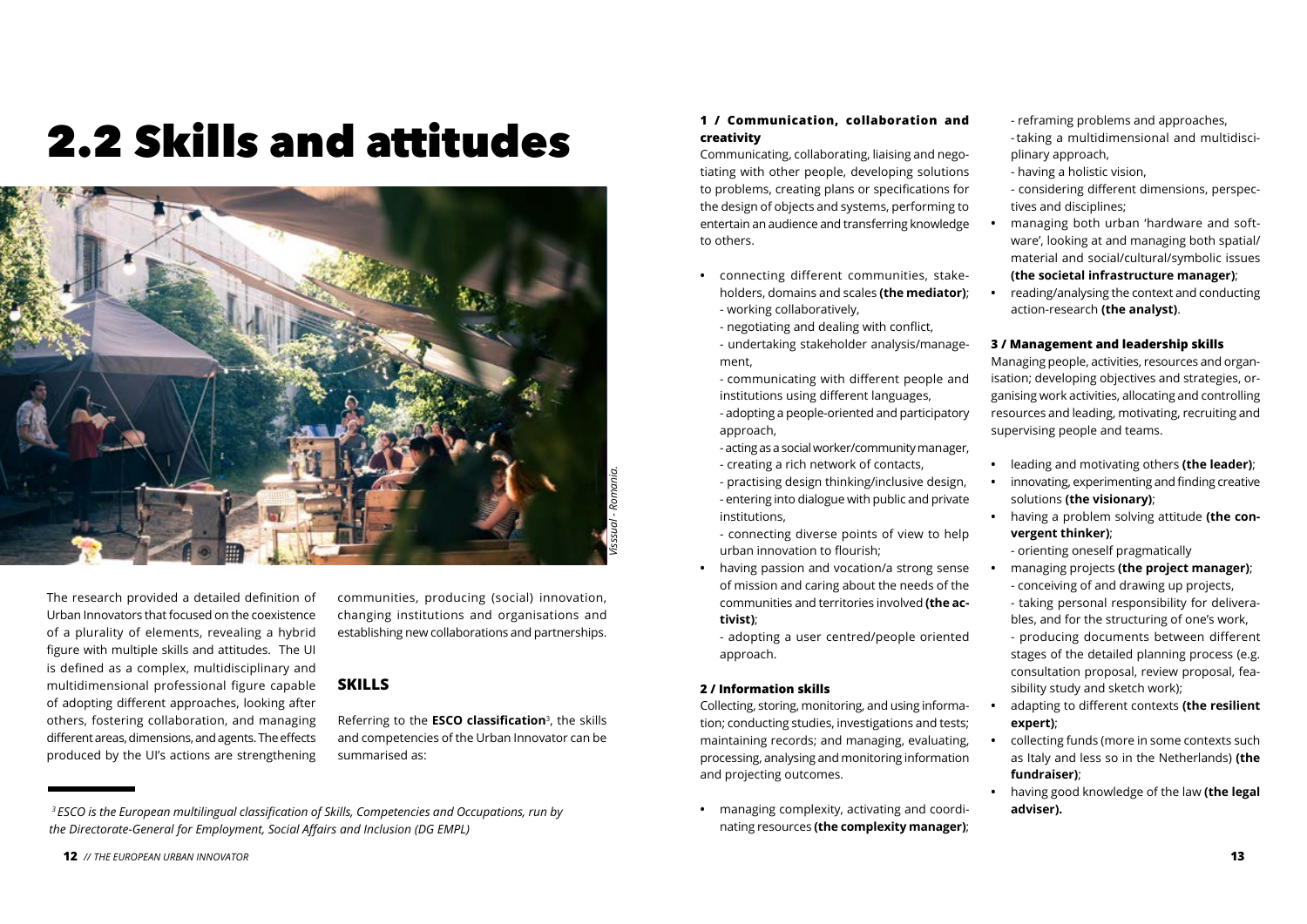# 2.2 Skills and attitudes

*Visssual - Romania.*

The research provided a detailed definition of Urban Innovators that focused on the coexistence of a plurality of elements, revealing a hybrid figure with multiple skills and attitudes. The UI is defined as a complex, multidisciplinary and multidimensional professional figure capable of adopting different approaches, looking after others, fostering collaboration, and managing different areas, dimensions, and agents. The effects produced by the UI's actions are strengthening communities, producing (social) innovation, changing institutions and organisations and establishing new collaborations and partnerships.

## SKILLS

Referring to the **ESCO classification**[3], the skills and competencies of the Urban Innovator can be summarised as:

### 1 / Communication, collaboration and creativity

Communicating, collaborating, liaising and negotiating with other people, developing solutions to problems, creating plans or specifications for the design of objects and systems, performing to entertain an audience and transferring knowledge to others.

- connecting different communities, stakeholders, domains and scales **(the mediator)**;
  - working collaboratively,
  - negotiating and dealing with conflict,
  - undertaking stakeholder analysis/management,
  - communicating with different people and institutions using different languages,
  - adopting a people-oriented and participatory approach,
  - acting as a social worker/community manager,
  - creating a rich network of contacts,
  - practising design thinking/inclusive design,
  - entering into dialogue with public and private institutions,
  - connecting diverse points of view to help urban innovation to flourish;
- having passion and vocation/a strong sense of mission and caring about the needs of the communities and territories involved **(the activist)**;
  - adopting a user centred/people oriented approach.

### 2 / Information skills

Collecting, storing, monitoring, and using information; conducting studies, investigations and tests; maintaining records; and managing, evaluating, processing, analysing and monitoring information and projecting outcomes.

- managing complexity, activating and coordinating resources **(the complexity manager)**;
  - reframing problems and approaches,
  - taking a multidimensional and multidisciplinary approach,
  - having a holistic vision,
  - considering different dimensions, perspectives and disciplines;
- managing both urban 'hardware and software', looking at and managing both spatial/material and social/cultural/symbolic issues **(the societal infrastructure manager)**;
- reading/analysing the context and conducting action-research **(the analyst)**.

### 3 / Management and leadership skills

Managing people, activities, resources and organisation; developing objectives and strategies, organising work activities, allocating and controlling resources and leading, motivating, recruiting and supervising people and teams.

- leading and motivating others **(the leader)**;
- innovating, experimenting and finding creative solutions **(the visionary)**;
- having a problem solving attitude **(the convergent thinker)**;
  - orienting oneself pragmatically
- managing projects **(the project manager)**;
  - conceiving of and drawing up projects,
  - taking personal responsibility for deliverables, and for the structuring of one's work,
  - producing documents between different stages of the detailed planning process (e.g. consultation proposal, review proposal, feasibility study and sketch work);
- adapting to different contexts **(the resilient expert)**;
- collecting funds (more in some contexts such as Italy and less so in the Netherlands) **(the fundraiser)**;
- having good knowledge of the law **(the legal adviser).**

---

*[3] ESCO is the European multilingual classification of Skills, Competencies and Occupations, run by the Directorate-General for Employment, Social Affairs and Inclusion (DG EMPL)*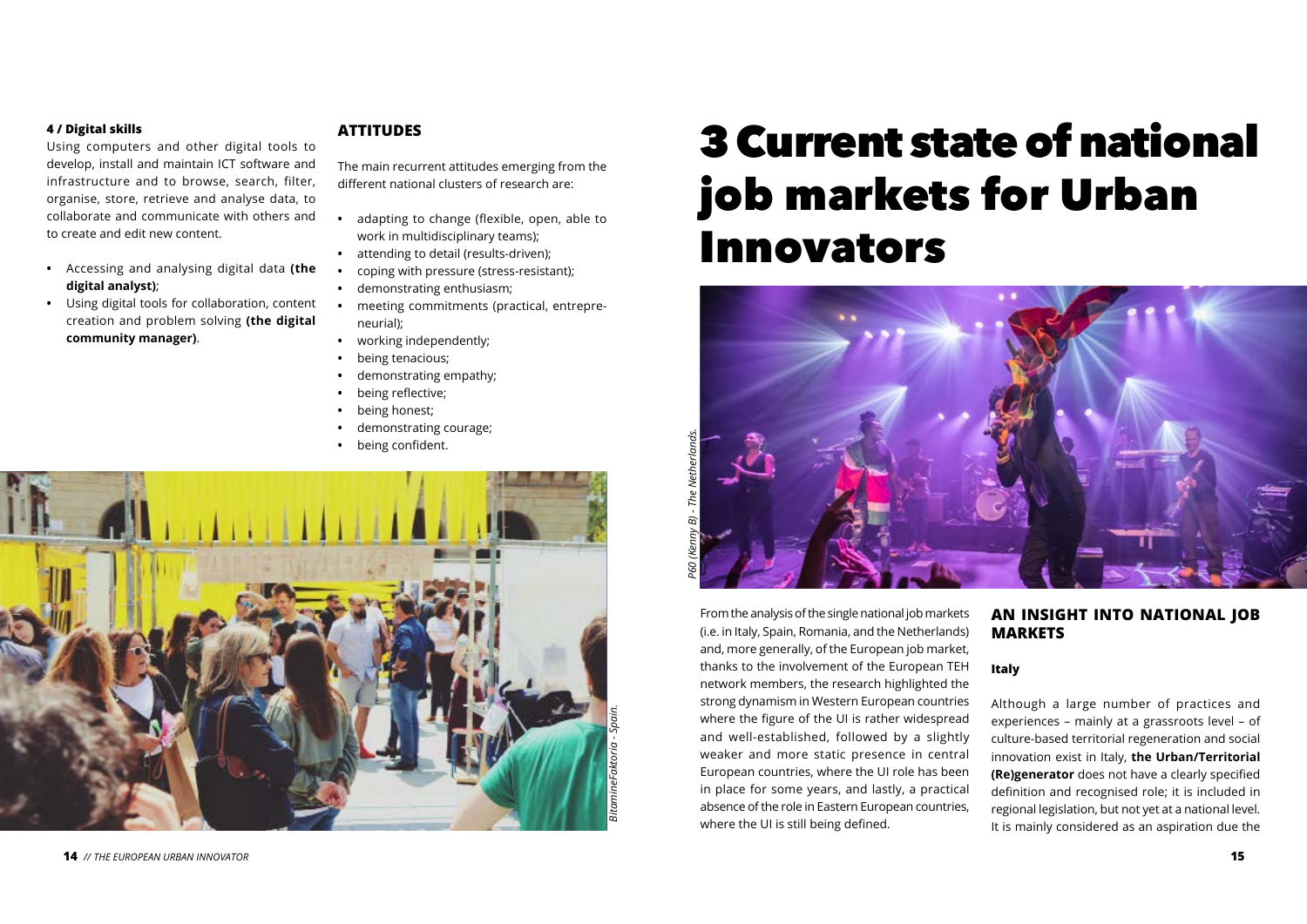#### 4 / Digital skills

Using computers and other digital tools to develop, install and maintain ICT software and infrastructure and to browse, search, filter, organise, store, retrieve and analyse data, to collaborate and communicate with others and to create and edit new content.

- Accessing and analysing digital data **(the digital analyst)**;
- Using digital tools for collaboration, content creation and problem solving **(the digital community manager)**.

### ATTITUDES

The main recurrent attitudes emerging from the different national clusters of research are:

- adapting to change (flexible, open, able to work in multidisciplinary teams);
- attending to detail (results-driven);
- coping with pressure (stress-resistant);
- demonstrating enthusiasm;
- meeting commitments (practical, entrepreneurial);
- working independently;
- being tenacious;
- demonstrating empathy;
- being reflective;
- being honest;
- demonstrating courage;
- being confident.

*BitamineFaktoria - Spain.*

# 3 Current state of national job markets for Urban Innovators

*P60 (Kenny B) - The Netherlands.*

From the analysis of the single national job markets (i.e. in Italy, Spain, Romania, and the Netherlands) and, more generally, of the European job market, thanks to the involvement of the European TEH network members, the research highlighted the strong dynamism in Western European countries where the figure of the UI is rather widespread and well-established, followed by a slightly weaker and more static presence in central European countries, where the UI role has been in place for some years, and lastly, a practical absence of the role in Eastern European countries, where the UI is still being defined.

## AN INSIGHT INTO NATIONAL JOB MARKETS

### Italy

Although a large number of practices and experiences – mainly at a grassroots level – of culture-based territorial regeneration and social innovation exist in Italy, **the Urban/Territorial (Re)generator** does not have a clearly specified definition and recognised role; it is included in regional legislation, but not yet at a national level. It is mainly considered as an aspiration due the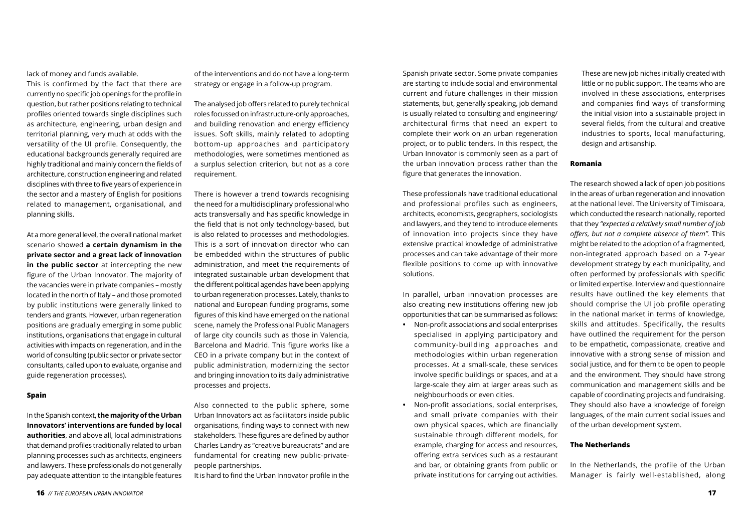lack of money and funds available.

This is confirmed by the fact that there are currently no specific job openings for the profile in question, but rather positions relating to technical profiles oriented towards single disciplines such as architecture, engineering, urban design and territorial planning, very much at odds with the versatility of the UI profile. Consequently, the educational backgrounds generally required are highly traditional and mainly concern the fields of architecture, construction engineering and related disciplines with three to five years of experience in the sector and a mastery of English for positions related to management, organisational, and planning skills.

At a more general level, the overall national market scenario showed **a certain dynamism in the private sector and a great lack of innovation in the public sector** at intercepting the new figure of the Urban Innovator. The majority of the vacancies were in private companies – mostly located in the north of Italy – and those promoted by public institutions were generally linked to tenders and grants. However, urban regeneration positions are gradually emerging in some public institutions, organisations that engage in cultural activities with impacts on regeneration, and in the world of consulting (public sector or private sector consultants, called upon to evaluate, organise and guide regeneration processes).

#### Spain

In the Spanish context, **the majority of the Urban Innovators' interventions are funded by local authorities**, and above all, local administrations that demand profiles traditionally related to urban planning processes such as architects, engineers and lawyers. These professionals do not generally pay adequate attention to the intangible features of the interventions and do not have a long-term strategy or engage in a follow-up program.

The analysed job offers related to purely technical roles focussed on infrastructure-only approaches, and building renovation and energy efficiency issues. Soft skills, mainly related to adopting bottom-up approaches and participatory methodologies, were sometimes mentioned as a surplus selection criterion, but not as a core requirement.

There is however a trend towards recognising the need for a multidisciplinary professional who acts transversally and has specific knowledge in the field that is not only technology-based, but is also related to processes and methodologies. This is a sort of innovation director who can be embedded within the structures of public administration, and meet the requirements of integrated sustainable urban development that the different political agendas have been applying to urban regeneration processes. Lately, thanks to national and European funding programs, some figures of this kind have emerged on the national scene, namely the Professional Public Managers of large city councils such as those in Valencia, Barcelona and Madrid. This figure works like a CEO in a private company but in the context of public administration, modernizing the sector and bringing innovation to its daily administrative processes and projects.

Also connected to the public sphere, some Urban Innovators act as facilitators inside public organisations, finding ways to connect with new stakeholders. These figures are defined by author Charles Landry as "creative bureaucrats" and are fundamental for creating new public-private-people partnerships.

It is hard to find the Urban Innovator profile in the Spanish private sector. Some private companies are starting to include social and environmental current and future challenges in their mission statements, but, generally speaking, job demand is usually related to consulting and engineering/ architectural firms that need an expert to complete their work on an urban regeneration project, or to public tenders. In this respect, the Urban Innovator is commonly seen as a part of the urban innovation process rather than the figure that generates the innovation.

These professionals have traditional educational and professional profiles such as engineers, architects, economists, geographers, sociologists and lawyers, and they tend to introduce elements of innovation into projects since they have extensive practical knowledge of administrative processes and can take advantage of their more flexible positions to come up with innovative solutions.

In parallel, urban innovation processes are also creating new institutions offering new job opportunities that can be summarised as follows:

- Non-profit associations and social enterprises specialised in applying participatory and community-building approaches and methodologies within urban regeneration processes. At a small-scale, these services involve specific buildings or spaces, and at a large-scale they aim at larger areas such as neighbourhoods or even cities.
- Non-profit associations, social enterprises, and small private companies with their own physical spaces, which are financially sustainable through different models, for example, charging for access and resources, offering extra services such as a restaurant and bar, or obtaining grants from public or private institutions for carrying out activities.

These are new job niches initially created with little or no public support. The teams who are involved in these associations, enterprises and companies find ways of transforming the initial vision into a sustainable project in several fields, from the cultural and creative industries to sports, local manufacturing, design and artisanship.

#### Romania

The research showed a lack of open job positions in the areas of urban regeneration and innovation at the national level. The University of Timisoara, which conducted the research nationally, reported that they *"expected a relatively small number of job offers, but not a complete absence of them"*. This might be related to the adoption of a fragmented, non-integrated approach based on a 7-year development strategy by each municipality, and often performed by professionals with specific or limited expertise. Interview and questionnaire results have outlined the key elements that should comprise the UI job profile operating in the national market in terms of knowledge, skills and attitudes. Specifically, the results have outlined the requirement for the person to be empathetic, compassionate, creative and innovative with a strong sense of mission and social justice, and for them to be open to people and the environment. They should have strong communication and management skills and be capable of coordinating projects and fundraising. They should also have a knowledge of foreign languages, of the main current social issues and of the urban development system.

#### The Netherlands

In the Netherlands, the profile of the Urban Manager is fairly well-established, along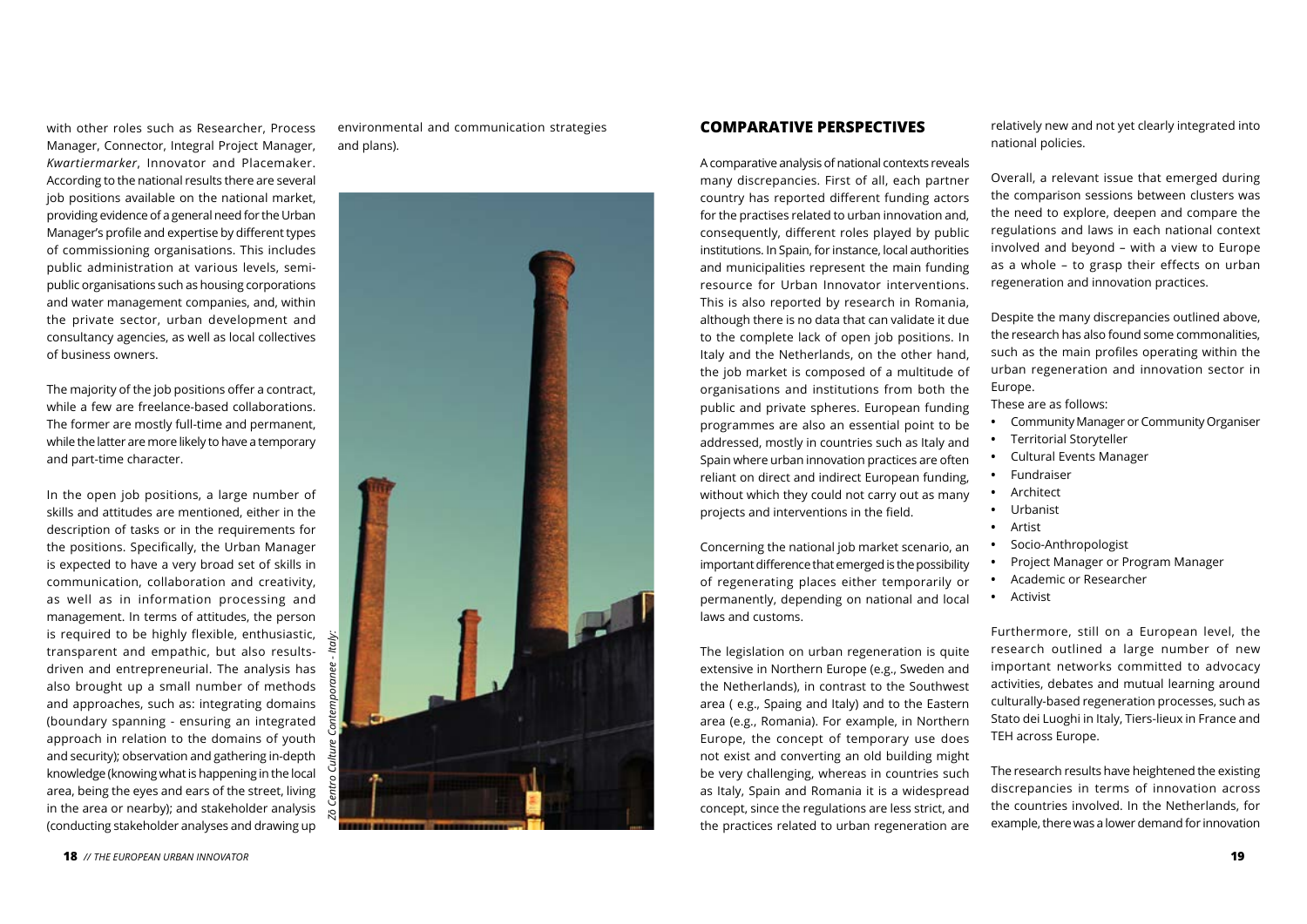with other roles such as Researcher, Process Manager, Connector, Integral Project Manager, *Kwartiermarker*, Innovator and Placemaker. According to the national results there are several job positions available on the national market, providing evidence of a general need for the Urban Manager's profile and expertise by different types of commissioning organisations. This includes public administration at various levels, semi-public organisations such as housing corporations and water management companies, and, within the private sector, urban development and consultancy agencies, as well as local collectives of business owners.

The majority of the job positions offer a contract, while a few are freelance-based collaborations. The former are mostly full-time and permanent, while the latter are more likely to have a temporary and part-time character.

In the open job positions, a large number of skills and attitudes are mentioned, either in the description of tasks or in the requirements for the positions. Specifically, the Urban Manager is expected to have a very broad set of skills in communication, collaboration and creativity, as well as in information processing and management. In terms of attitudes, the person is required to be highly flexible, enthusiastic, transparent and empathic, but also results-driven and entrepreneurial. The analysis has also brought up a small number of methods and approaches, such as: integrating domains (boundary spanning - ensuring an integrated approach in relation to the domains of youth and security); observation and gathering in-depth knowledge (knowing what is happening in the local area, being the eyes and ears of the street, living in the area or nearby); and stakeholder analysis (conducting stakeholder analyses and drawing up environmental and communication strategies and plans).

*Z6 Centro Culture Contemporanee - Italy.*

## COMPARATIVE PERSPECTIVES

A comparative analysis of national contexts reveals many discrepancies. First of all, each partner country has reported different funding actors for the practises related to urban innovation and, consequently, different roles played by public institutions. In Spain, for instance, local authorities and municipalities represent the main funding resource for Urban Innovator interventions. This is also reported by research in Romania, although there is no data that can validate it due to the complete lack of open job positions. In Italy and the Netherlands, on the other hand, the job market is composed of a multitude of organisations and institutions from both the public and private spheres. European funding programmes are also an essential point to be addressed, mostly in countries such as Italy and Spain where urban innovation practices are often reliant on direct and indirect European funding, without which they could not carry out as many projects and interventions in the field.

Concerning the national job market scenario, an important difference that emerged is the possibility of regenerating places either temporarily or permanently, depending on national and local laws and customs.

The legislation on urban regeneration is quite extensive in Northern Europe (e.g., Sweden and the Netherlands), in contrast to the Southwest area ( e.g., Spaing and Italy) and to the Eastern area (e.g., Romania). For example, in Northern Europe, the concept of temporary use does not exist and converting an old building might be very challenging, whereas in countries such as Italy, Spain and Romania it is a widespread concept, since the regulations are less strict, and the practices related to urban regeneration are relatively new and not yet clearly integrated into national policies.

Overall, a relevant issue that emerged during the comparison sessions between clusters was the need to explore, deepen and compare the regulations and laws in each national context involved and beyond – with a view to Europe as a whole – to grasp their effects on urban regeneration and innovation practices.

Despite the many discrepancies outlined above, the research has also found some commonalities, such as the main profiles operating within the urban regeneration and innovation sector in Europe.

These are as follows:

- Community Manager or Community Organiser
- Territorial Storyteller
- Cultural Events Manager
- Fundraiser
- Architect
- Urbanist
- Artist
- Socio-Anthropologist
- Project Manager or Program Manager
- Academic or Researcher
- Activist

Furthermore, still on a European level, the research outlined a large number of new important networks committed to advocacy activities, debates and mutual learning around culturally-based regeneration processes, such as Stato dei Luoghi in Italy, Tiers-lieux in France and TEH across Europe.

The research results have heightened the existing discrepancies in terms of innovation across the countries involved. In the Netherlands, for example, there was a lower demand for innovation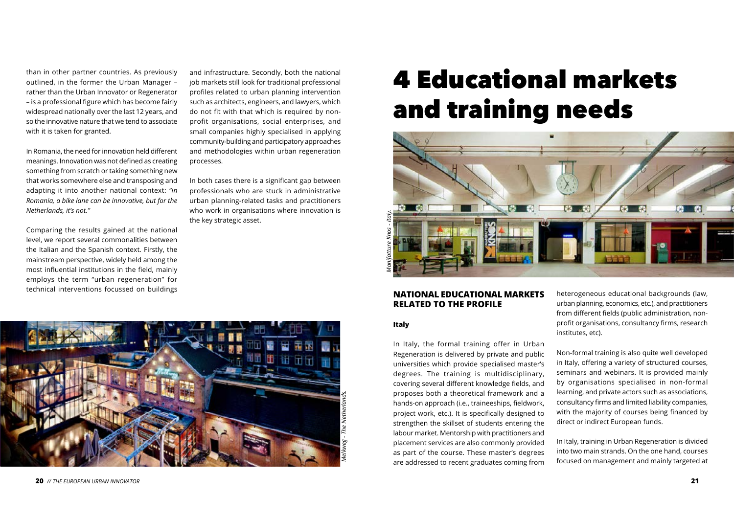than in other partner countries. As previously outlined, in the former the Urban Manager – rather than the Urban Innovator or Regenerator – is a professional figure which has become fairly widespread nationally over the last 12 years, and so the innovative nature that we tend to associate with it is taken for granted.

In Romania, the need for innovation held different meanings. Innovation was not defined as creating something from scratch or taking something new that works somewhere else and transposing and adapting it into another national context: *"in Romania, a bike lane can be innovative, but for the Netherlands, it's not."*

Comparing the results gained at the national level, we report several commonalities between the Italian and the Spanish context. Firstly, the mainstream perspective, widely held among the most influential institutions in the field, mainly employs the term "urban regeneration" for technical interventions focussed on buildings and infrastructure. Secondly, both the national job markets still look for traditional professional profiles related to urban planning intervention such as architects, engineers, and lawyers, which do not fit with that which is required by non-profit organisations, social enterprises, and small companies highly specialised in applying community-building and participatory approaches and methodologies within urban regeneration processes.

In both cases there is a significant gap between professionals who are stuck in administrative urban planning-related tasks and practitioners who work in organisations where innovation is the key strategic asset.

*Melkweg - The Netherlands.*

# 4 Educational markets and training needs

*Manifatture Knos - Italy.*

## NATIONAL EDUCATIONAL MARKETS RELATED TO THE PROFILE

### Italy

In Italy, the formal training offer in Urban Regeneration is delivered by private and public universities which provide specialised master's degrees. The training is multidisciplinary, covering several different knowledge fields, and proposes both a theoretical framework and a hands-on approach (i.e., traineeships, fieldwork, project work, etc.). It is specifically designed to strengthen the skillset of students entering the labour market. Mentorship with practitioners and placement services are also commonly provided as part of the course. These master's degrees are addressed to recent graduates coming from heterogeneous educational backgrounds (law, urban planning, economics, etc.), and practitioners from different fields (public administration, non-profit organisations, consultancy firms, research institutes, etc).

Non-formal training is also quite well developed in Italy, offering a variety of structured courses, seminars and webinars. It is provided mainly by organisations specialised in non-formal learning, and private actors such as associations, consultancy firms and limited liability companies, with the majority of courses being financed by direct or indirect European funds.

In Italy, training in Urban Regeneration is divided into two main strands. On the one hand, courses focused on management and mainly targeted at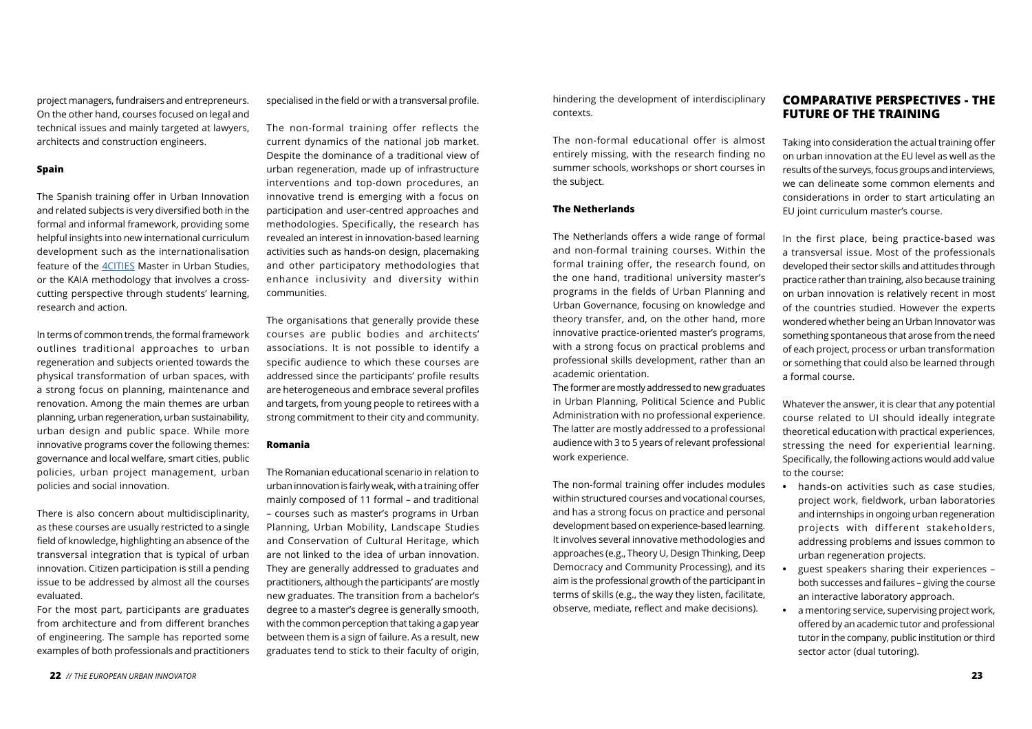project managers, fundraisers and entrepreneurs. On the other hand, courses focused on legal and technical issues and mainly targeted at lawyers, architects and construction engineers.

#### Spain

The Spanish training offer in Urban Innovation and related subjects is very diversified both in the formal and informal framework, providing some helpful insights into new international curriculum development such as the internationalisation feature of the [4CITIES] Master in Urban Studies, or the KAIA methodology that involves a cross-cutting perspective through students' learning, research and action.

In terms of common trends, the formal framework outlines traditional approaches to urban regeneration and subjects oriented towards the physical transformation of urban spaces, with a strong focus on planning, maintenance and renovation. Among the main themes are urban planning, urban regeneration, urban sustainability, urban design and public space. While more innovative programs cover the following themes: governance and local welfare, smart cities, public policies, urban project management, urban policies and social innovation.

There is also concern about multidisciplinarity, as these courses are usually restricted to a single field of knowledge, highlighting an absence of the transversal integration that is typical of urban innovation. Citizen participation is still a pending issue to be addressed by almost all the courses evaluated.

For the most part, participants are graduates from architecture and from different branches of engineering. The sample has reported some examples of both professionals and practitioners specialised in the field or with a transversal profile.

The non-formal training offer reflects the current dynamics of the national job market. Despite the dominance of a traditional view of urban regeneration, made up of infrastructure interventions and top-down procedures, an innovative trend is emerging with a focus on participation and user-centred approaches and methodologies. Specifically, the research has revealed an interest in innovation-based learning activities such as hands-on design, placemaking and other participatory methodologies that enhance inclusivity and diversity within communities.

The organisations that generally provide these courses are public bodies and architects' associations. It is not possible to identify a specific audience to which these courses are addressed since the participants' profile results are heterogeneous and embrace several profiles and targets, from young people to retirees with a strong commitment to their city and community.

#### Romania

The Romanian educational scenario in relation to urban innovation is fairly weak, with a training offer mainly composed of 11 formal – and traditional – courses such as master's programs in Urban Planning, Urban Mobility, Landscape Studies and Conservation of Cultural Heritage, which are not linked to the idea of urban innovation. They are generally addressed to graduates and practitioners, although the participants' are mostly new graduates. The transition from a bachelor's degree to a master's degree is generally smooth, with the common perception that taking a gap year between them is a sign of failure. As a result, new graduates tend to stick to their faculty of origin, hindering the development of interdisciplinary contexts.

The non-formal educational offer is almost entirely missing, with the research finding no summer schools, workshops or short courses in the subject.

#### The Netherlands

The Netherlands offers a wide range of formal and non-formal training courses. Within the formal training offer, the research found, on the one hand, traditional university master's programs in the fields of Urban Planning and Urban Governance, focusing on knowledge and theory transfer, and, on the other hand, more innovative practice-oriented master's programs, with a strong focus on practical problems and professional skills development, rather than an academic orientation.

The former are mostly addressed to new graduates in Urban Planning, Political Science and Public Administration with no professional experience. The latter are mostly addressed to a professional audience with 3 to 5 years of relevant professional work experience.

The non-formal training offer includes modules within structured courses and vocational courses, and has a strong focus on practice and personal development based on experience-based learning. It involves several innovative methodologies and approaches (e.g., Theory U, Design Thinking, Deep Democracy and Community Processing), and its aim is the professional growth of the participant in terms of skills (e.g., the way they listen, facilitate, observe, mediate, reflect and make decisions).

## COMPARATIVE PERSPECTIVES - THE FUTURE OF THE TRAINING

Taking into consideration the actual training offer on urban innovation at the EU level as well as the results of the surveys, focus groups and interviews, we can delineate some common elements and considerations in order to start articulating an EU joint curriculum master's course.

In the first place, being practice-based was a transversal issue. Most of the professionals developed their sector skills and attitudes through practice rather than training, also because training on urban innovation is relatively recent in most of the countries studied. However the experts wondered whether being an Urban Innovator was something spontaneous that arose from the need of each project, process or urban transformation or something that could also be learned through a formal course.

Whatever the answer, it is clear that any potential course related to UI should ideally integrate theoretical education with practical experiences, stressing the need for experiential learning. Specifically, the following actions would add value to the course:

- hands-on activities such as case studies, project work, fieldwork, urban laboratories and internships in ongoing urban regeneration projects with different stakeholders, addressing problems and issues common to urban regeneration projects.
- guest speakers sharing their experiences – both successes and failures – giving the course an interactive laboratory approach.
- a mentoring service, supervising project work, offered by an academic tutor and professional tutor in the company, public institution or third sector actor (dual tutoring).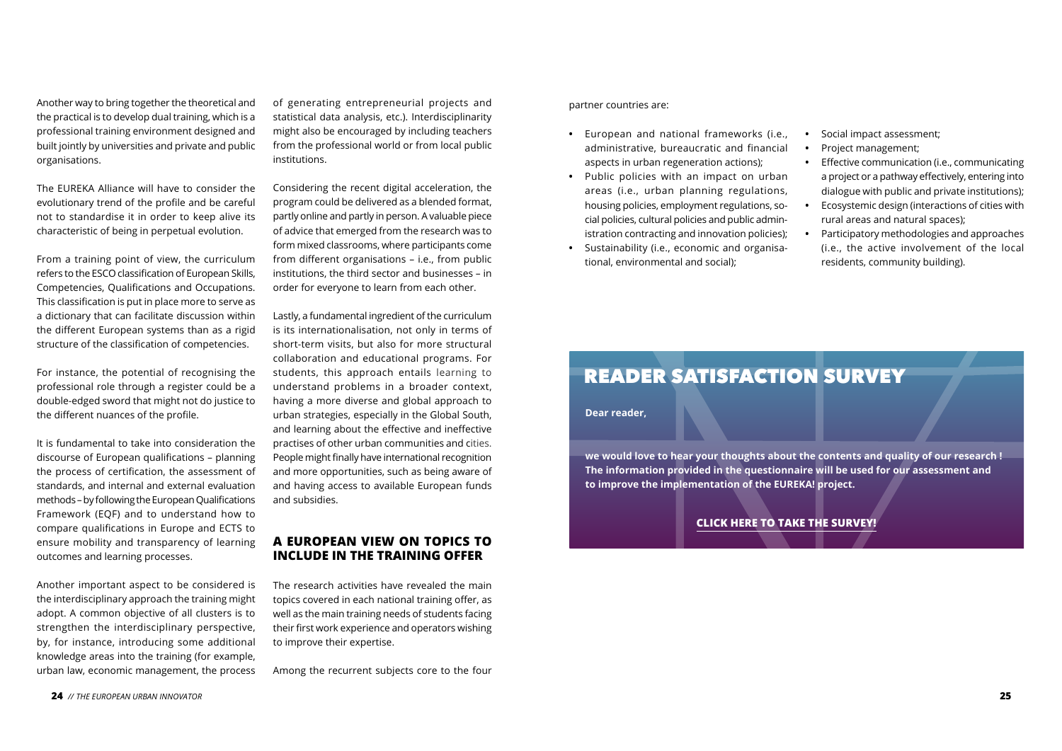Another way to bring together the theoretical and the practical is to develop dual training, which is a professional training environment designed and built jointly by universities and private and public organisations.

The EUREKA Alliance will have to consider the evolutionary trend of the profile and be careful not to standardise it in order to keep alive its characteristic of being in perpetual evolution.

From a training point of view, the curriculum refers to the ESCO classification of European Skills, Competencies, Qualifications and Occupations. This classification is put in place more to serve as a dictionary that can facilitate discussion within the different European systems than as a rigid structure of the classification of competencies.

For instance, the potential of recognising the professional role through a register could be a double-edged sword that might not do justice to the different nuances of the profile.

It is fundamental to take into consideration the discourse of European qualifications – planning the process of certification, the assessment of standards, and internal and external evaluation methods – by following the European Qualifications Framework (EQF) and to understand how to compare qualifications in Europe and ECTS to ensure mobility and transparency of learning outcomes and learning processes.

Another important aspect to be considered is the interdisciplinary approach the training might adopt. A common objective of all clusters is to strengthen the interdisciplinary perspective, by, for instance, introducing some additional knowledge areas into the training (for example, urban law, economic management, the process of generating entrepreneurial projects and statistical data analysis, etc.). Interdisciplinarity might also be encouraged by including teachers from the professional world or from local public institutions.

Considering the recent digital acceleration, the program could be delivered as a blended format, partly online and partly in person. A valuable piece of advice that emerged from the research was to form mixed classrooms, where participants come from different organisations – i.e., from public institutions, the third sector and businesses – in order for everyone to learn from each other.

Lastly, a fundamental ingredient of the curriculum is its internationalisation, not only in terms of short-term visits, but also for more structural collaboration and educational programs. For students, this approach entails learning to understand problems in a broader context, having a more diverse and global approach to urban strategies, especially in the Global South, and learning about the effective and ineffective practises of other urban communities and cities. People might finally have international recognition and more opportunities, such as being aware of and having access to available European funds and subsidies.

## A EUROPEAN VIEW ON TOPICS TO INCLUDE IN THE TRAINING OFFER

The research activities have revealed the main topics covered in each national training offer, as well as the main training needs of students facing their first work experience and operators wishing to improve their expertise.

Among the recurrent subjects core to the four partner countries are:

- European and national frameworks (i.e., administrative, bureaucratic and financial aspects in urban regeneration actions);
- Public policies with an impact on urban areas (i.e., urban planning regulations, housing policies, employment regulations, social policies, cultural policies and public administration contracting and innovation policies);
- Sustainability (i.e., economic and organisational, environmental and social);
- Social impact assessment;
- Project management;
- Effective communication (i.e., communicating a project or a pathway effectively, entering into dialogue with public and private institutions);
- Ecosystemic design (interactions of cities with rural areas and natural spaces);
- Participatory methodologies and approaches (i.e., the active involvement of the local residents, community building).

## READER SATISFACTION SURVEY

**Dear reader,**

**we would love to hear your thoughts about the contents and quality of our research ! The information provided in the questionnaire will be used for our assessment and to improve the implementation of the EUREKA! project.**

**CLICK HERE TO TAKE THE SURVEY!**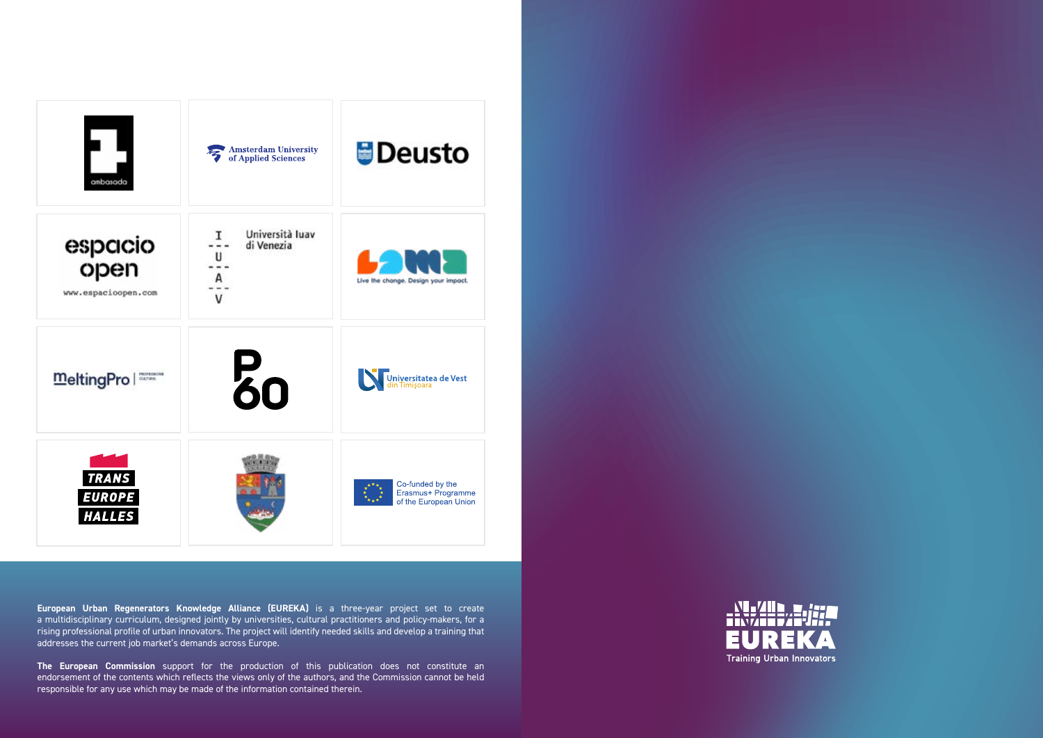ambasada

Amsterdam University of Applied Sciences

Deusto

espacio open

www.espacioopen.com

Università Iuav di Venezia

Live the change. Design your impact.

MeltingPro

P60

Universitatea de Vest din Timişoara

TRANS EUROPE HALLES

Co-funded by the Erasmus+ Programme of the European Union

**European Urban Regenerators Knowledge Alliance (EUREKA)** is a three-year project set to create a multidisciplinary curriculum, designed jointly by universities, cultural practitioners and policy-makers, for a rising professional profile of urban innovators. The project will identify needed skills and develop a training that addresses the current job market's demands across Europe.

**The European Commission** support for the production of this publication does not constitute an endorsement of the contents which reflects the views only of the authors, and the Commission cannot be held responsible for any use which may be made of the information contained therein.

EUREKA

Training Urban Innovators